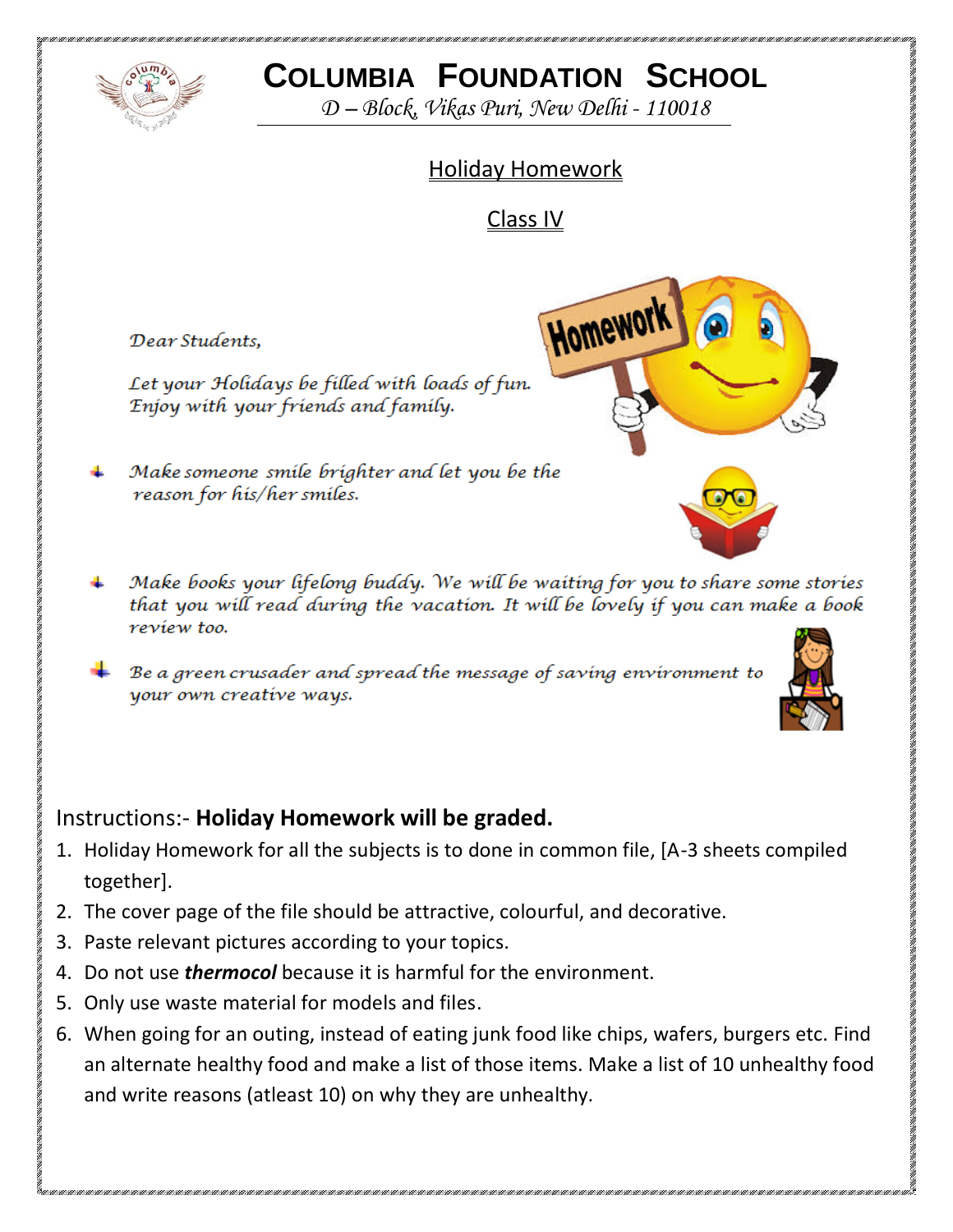# COLUMBIA FOUNDATION SCHOOL

*D – Block, Vikas Puri, New Delhi - 110018*

## Holiday Homework

## Class IV

*Dear Students,*

*Let your Holidays be filled with loads of fun. Enjoy with your friends and family.*

- *Make someone smile brighter and let you be the reason for his/her smiles.*
- *Make books your lifelong buddy. We will be waiting for you to share some stories that you will read during the vacation. It will be lovely if you can make a book review too.*
- *Be a green crusader and spread the message of saving environment to your own creative ways.*

Instructions:- **Holiday Homework will be graded.**

1. Holiday Homework for all the subjects is to done in common file, [A-3 sheets compiled together].
2. The cover page of the file should be attractive, colourful, and decorative.
3. Paste relevant pictures according to your topics.
4. Do not use ***thermocol*** because it is harmful for the environment.
5. Only use waste material for models and files.
6. When going for an outing, instead of eating junk food like chips, wafers, burgers etc. Find an alternate healthy food and make a list of those items. Make a list of 10 unhealthy food and write reasons (atleast 10) on why they are unhealthy.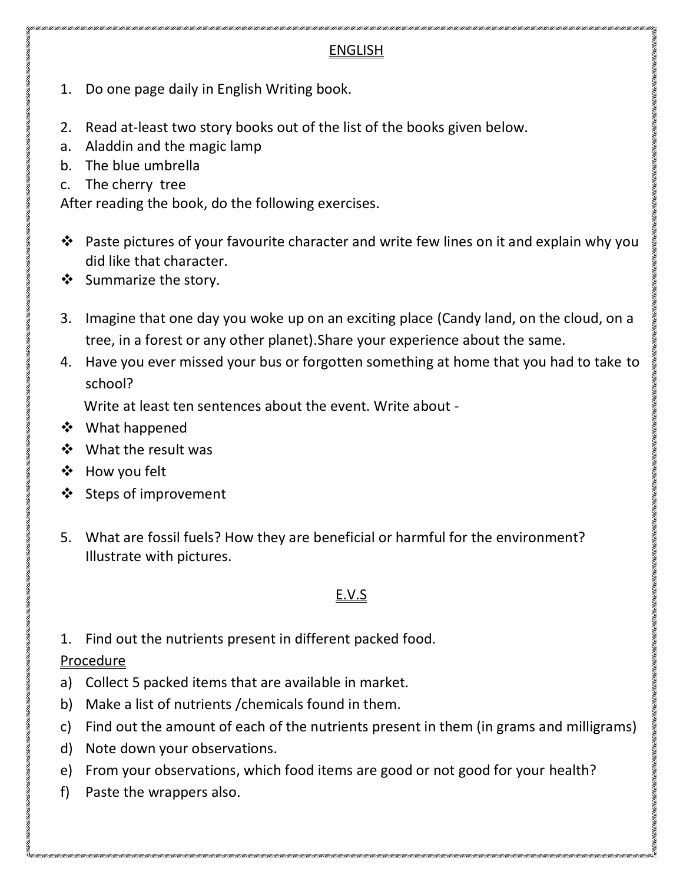## ENGLISH

1. Do one page daily in English Writing book.

2. Read at-least two story books out of the list of the books given below.

   a. Aladdin and the magic lamp

   b. The blue umbrella

   c. The cherry tree

After reading the book, do the following exercises.

- Paste pictures of your favourite character and write few lines on it and explain why you did like that character.
- Summarize the story.

3. Imagine that one day you woke up on an exciting place (Candy land, on the cloud, on a tree, in a forest or any other planet).Share your experience about the same.

4. Have you ever missed your bus or forgotten something at home that you had to take to school?

   Write at least ten sentences about the event. Write about -

- What happened
- What the result was
- How you felt
- Steps of improvement

5. What are fossil fuels? How they are beneficial or harmful for the environment? Illustrate with pictures.

## E.V.S

1. Find out the nutrients present in different packed food.

Procedure

a) Collect 5 packed items that are available in market.

b) Make a list of nutrients /chemicals found in them.

c) Find out the amount of each of the nutrients present in them (in grams and milligrams)

d) Note down your observations.

e) From your observations, which food items are good or not good for your health?

f) Paste the wrappers also.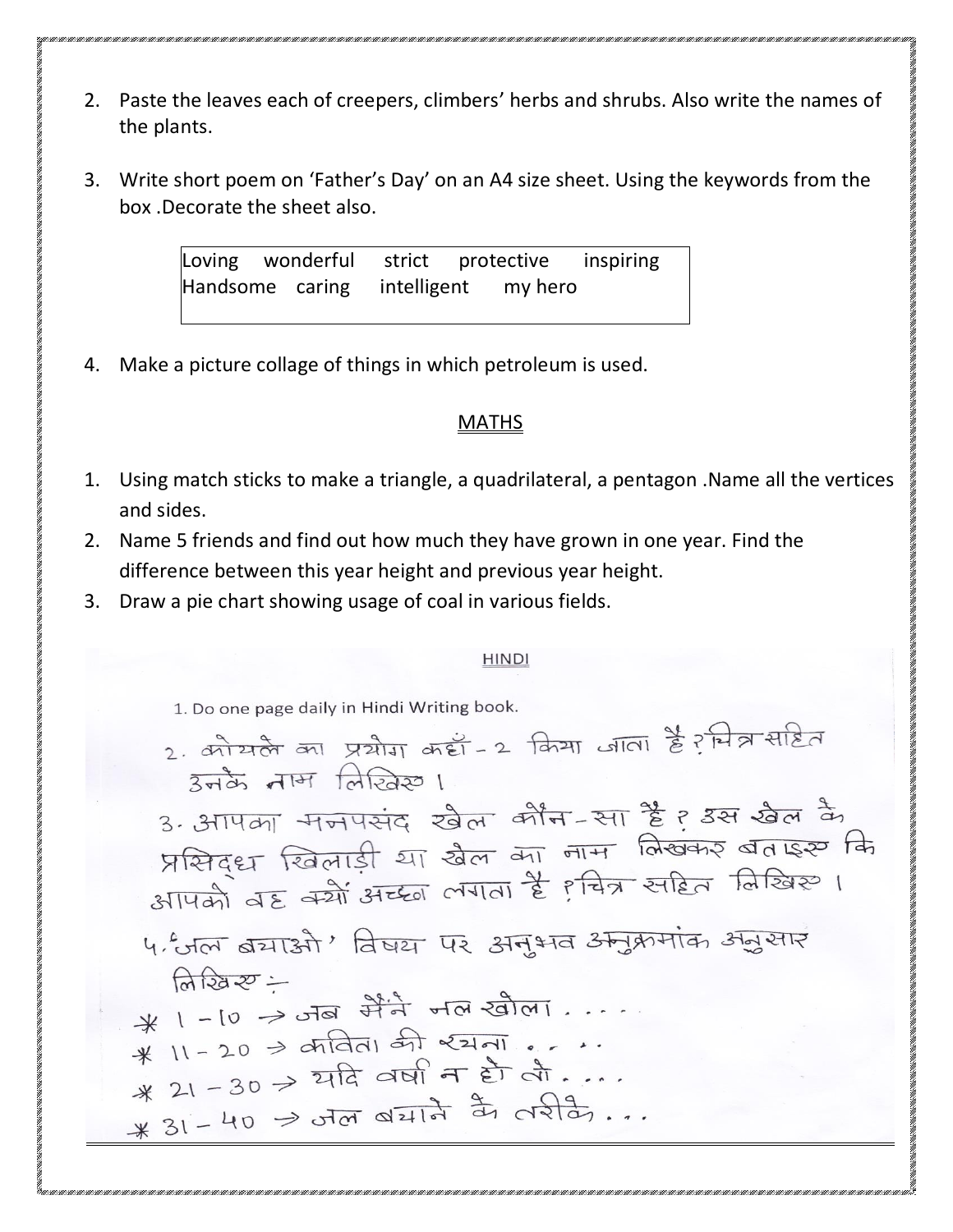2. Paste the leaves each of creepers, climbers' herbs and shrubs. Also write the names of the plants.

3. Write short poem on 'Father's Day' on an A4 size sheet. Using the keywords from the box .Decorate the sheet also.

| Loving wonderful strict protective inspiring Handsome caring intelligent my hero |
|---|

4. Make a picture collage of things in which petroleum is used.

## MATHS

1. Using match sticks to make a triangle, a quadrilateral, a pentagon .Name all the vertices and sides.
2. Name 5 friends and find out how much they have grown in one year. Find the difference between this year height and previous year height.
3. Draw a pie chart showing usage of coal in various fields.

## HINDI

1. Do one page daily in Hindi Writing book.

2. कोयले का प्रयोग कहाँ-2 किया जाता है? चित्र सहित उनके नाम लिखिए।

3. आपका मनपसंद खेल कौन-सा है? उस खेल के प्रसिद्ध खिलाड़ी या खेल का नाम लिखकर बताइए कि आपको वह क्यों अच्छा लगता है? चित्र सहित लिखिए।

4. 'जल बचाओ' विषय पर अनुभव अनुक्रमांक अनुसार लिखिए :-

* 1-10 → जब मैंने नल खोला....
* 11-20 → कविता की रचना....
* 21-30 → यदि वर्षा न हो तो....
* 31-40 → जल बचाने के तरीके...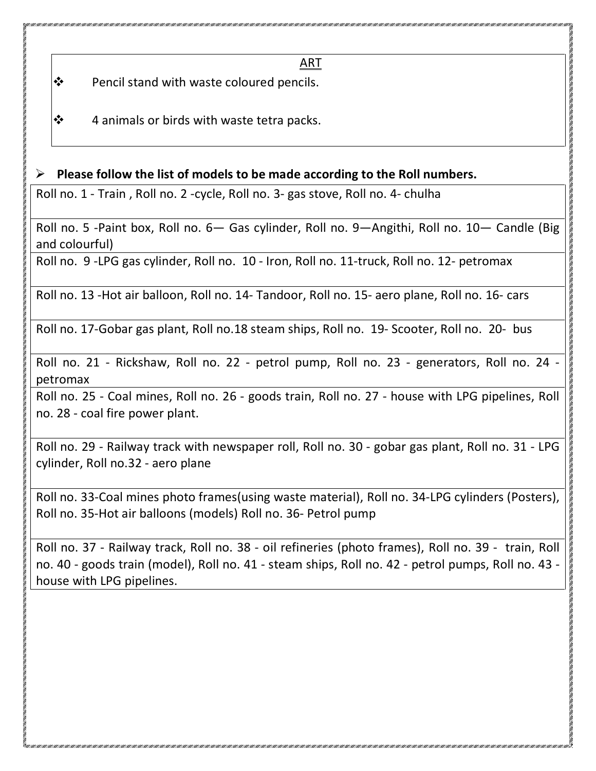## ART

- ❖ Pencil stand with waste coloured pencils.
- ❖ 4 animals or birds with waste tetra packs.

➢ **Please follow the list of models to be made according to the Roll numbers.**

| Roll no. 1 - Train , Roll no. 2 -cycle, Roll no. 3- gas stove, Roll no. 4- chulha |
|---|
| Roll no. 5 -Paint box, Roll no. 6— Gas cylinder, Roll no. 9—Angithi, Roll no. 10— Candle (Big and colourful) |
| Roll no. 9 -LPG gas cylinder, Roll no. 10 - Iron, Roll no. 11-truck, Roll no. 12- petromax |
| Roll no. 13 -Hot air balloon, Roll no. 14- Tandoor, Roll no. 15- aero plane, Roll no. 16- cars |
| Roll no. 17-Gobar gas plant, Roll no.18 steam ships, Roll no. 19- Scooter, Roll no. 20- bus |
| Roll no. 21 - Rickshaw, Roll no. 22 - petrol pump, Roll no. 23 - generators, Roll no. 24 - petromax |
| Roll no. 25 - Coal mines, Roll no. 26 - goods train, Roll no. 27 - house with LPG pipelines, Roll no. 28 - coal fire power plant. |
| Roll no. 29 - Railway track with newspaper roll, Roll no. 30 - gobar gas plant, Roll no. 31 - LPG cylinder, Roll no.32 - aero plane |
| Roll no. 33-Coal mines photo frames(using waste material), Roll no. 34-LPG cylinders (Posters), Roll no. 35-Hot air balloons (models) Roll no. 36- Petrol pump |
| Roll no. 37 - Railway track, Roll no. 38 - oil refineries (photo frames), Roll no. 39 - train, Roll no. 40 - goods train (model), Roll no. 41 - steam ships, Roll no. 42 - petrol pumps, Roll no. 43 - house with LPG pipelines. |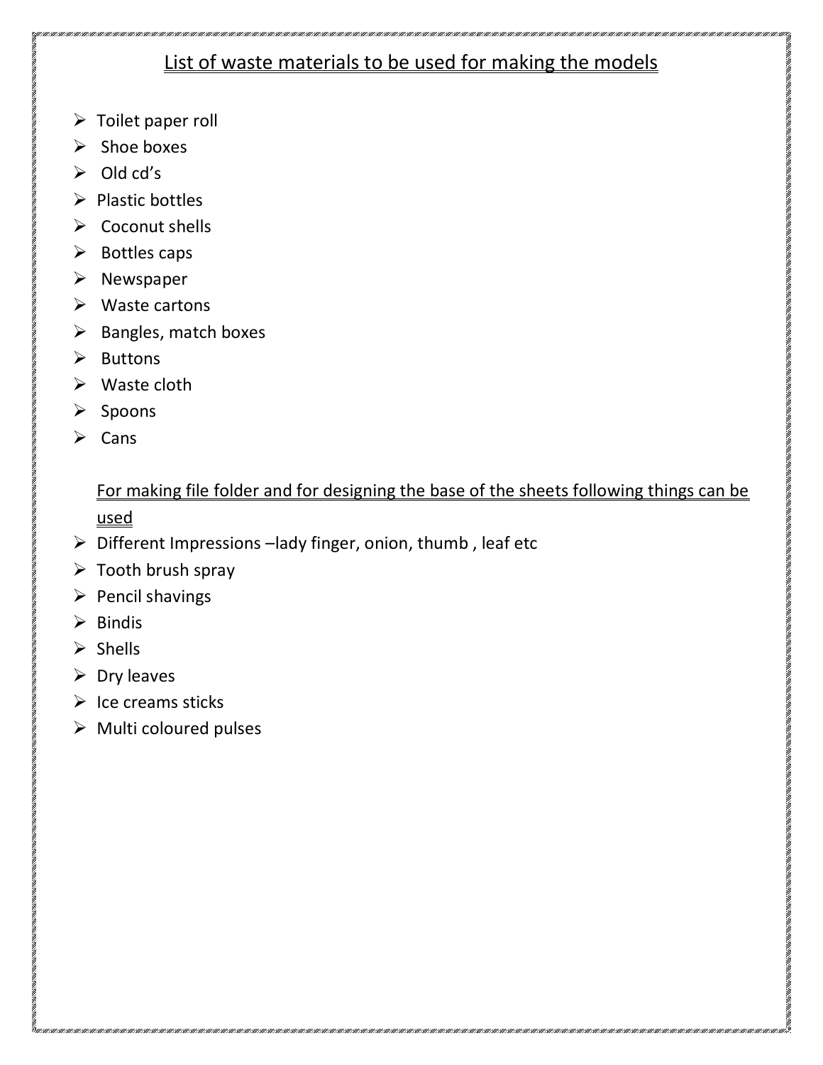## List of waste materials to be used for making the models

- Toilet paper roll
- Shoe boxes
- Old cd's
- Plastic bottles
- Coconut shells
- Bottles caps
- Newspaper
- Waste cartons
- Bangles, match boxes
- Buttons
- Waste cloth
- Spoons
- Cans

For making file folder and for designing the base of the sheets following things can be used

- Different Impressions –lady finger, onion, thumb , leaf etc
- Tooth brush spray
- Pencil shavings
- Bindis
- Shells
- Dry leaves
- Ice creams sticks
- Multi coloured pulses